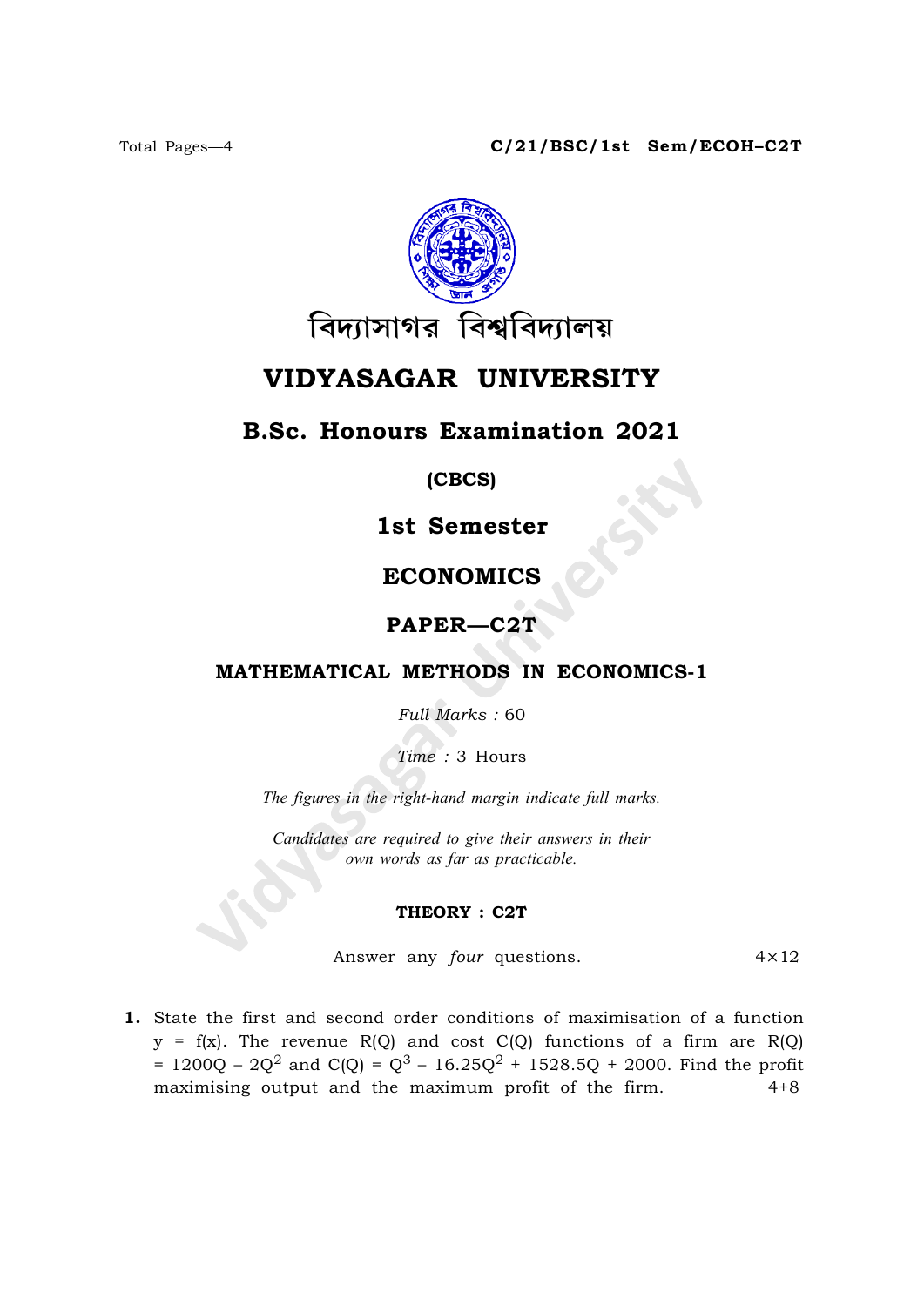Total Pages—4

**C/21/BSC/1st Sem/ECOH–C2T**

বিদ্যাসাগর বিশ্ববিদ্যালয়

# VIDYASAGAR UNIVERSITY

## B.Sc. Honours Examination 2021

**(CBCS)**

## 1st Semester

## ECONOMICS

## PAPER—C2T

### MATHEMATICAL METHODS IN ECONOMICS-1

*Full Marks* : 60

*Time* : 3 Hours

*The figures in the right-hand margin indicate full marks.*

*Candidates are required to give their answers in their own words as far as practicable.*

**THEORY : C2T**

Answer any *four* questions. $4 \times 12$

**1.** State the first and second order conditions of maximisation of a function $y = f(x)$. The revenue $R(Q)$ and cost $C(Q)$ functions of a firm are $R(Q) = 1200Q - 2Q^2$ and $C(Q) = Q^3 - 16.25Q^2 + 1528.5Q + 2000$. Find the profit maximising output and the maximum profit of the firm. 4+8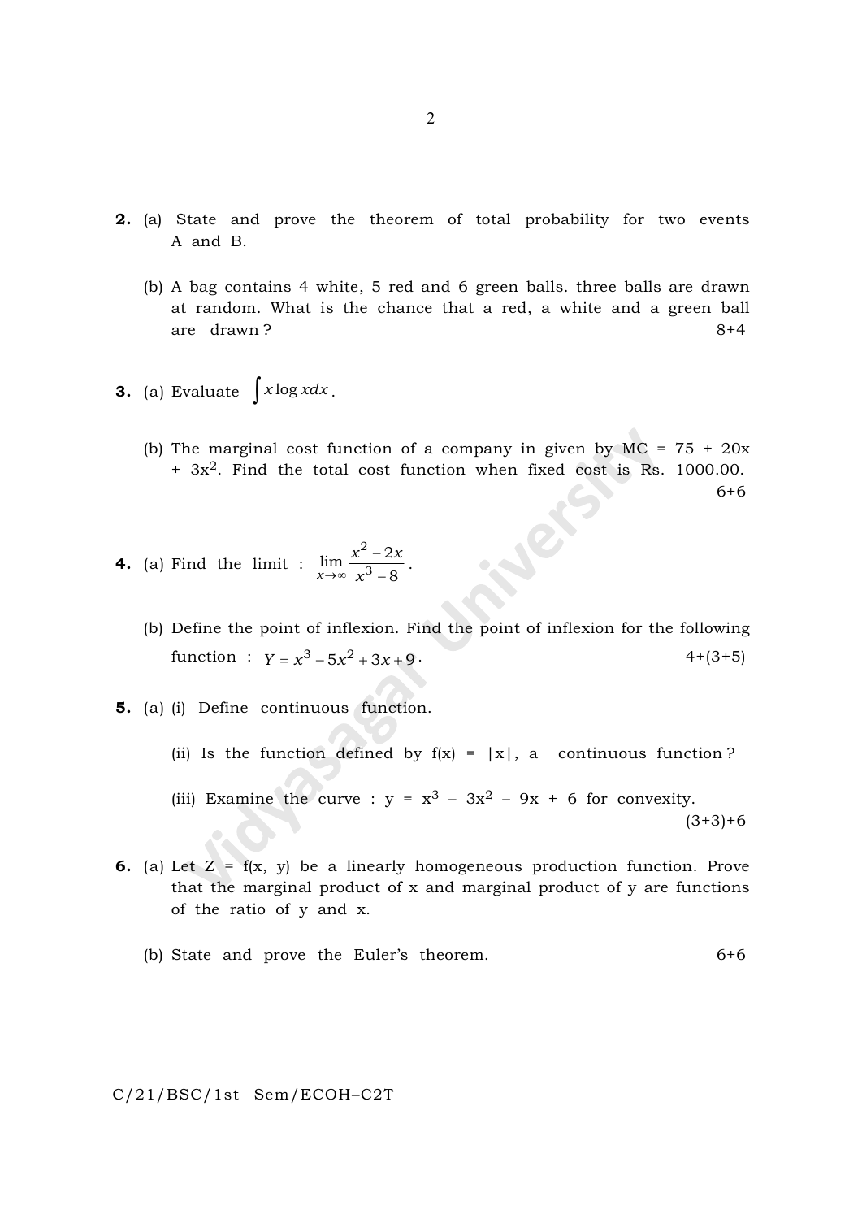**2.** (a) State and prove the theorem of total probability for two events A and B.

(b) A bag contains 4 white, 5 red and 6 green balls. three balls are drawn at random. What is the chance that a red, a white and a green ball are drawn? 8+4

**3.** (a) Evaluate $\int x \log x dx$.

(b) The marginal cost function of a company in given by MC = $75 + 20x + 3x^2$. Find the total cost function when fixed cost is Rs. 1000.00. 6+6

**4.** (a) Find the limit : $\lim_{x \to \infty} \frac{x^2 - 2x}{x^3 - 8}$.

(b) Define the point of inflexion. Find the point of inflexion for the following function : $Y = x^3 - 5x^2 + 3x + 9$. 4+(3+5)

**5.** (a) (i) Define continuous function.

(ii) Is the function defined by $f(x) = |x|$, a continuous function?

(iii) Examine the curve : $y = x^3 - 3x^2 - 9x + 6$ for convexity. (3+3)+6

**6.** (a) Let $Z = f(x, y)$ be a linearly homogeneous production function. Prove that the marginal product of x and marginal product of y are functions of the ratio of y and x.

(b) State and prove the Euler's theorem. 6+6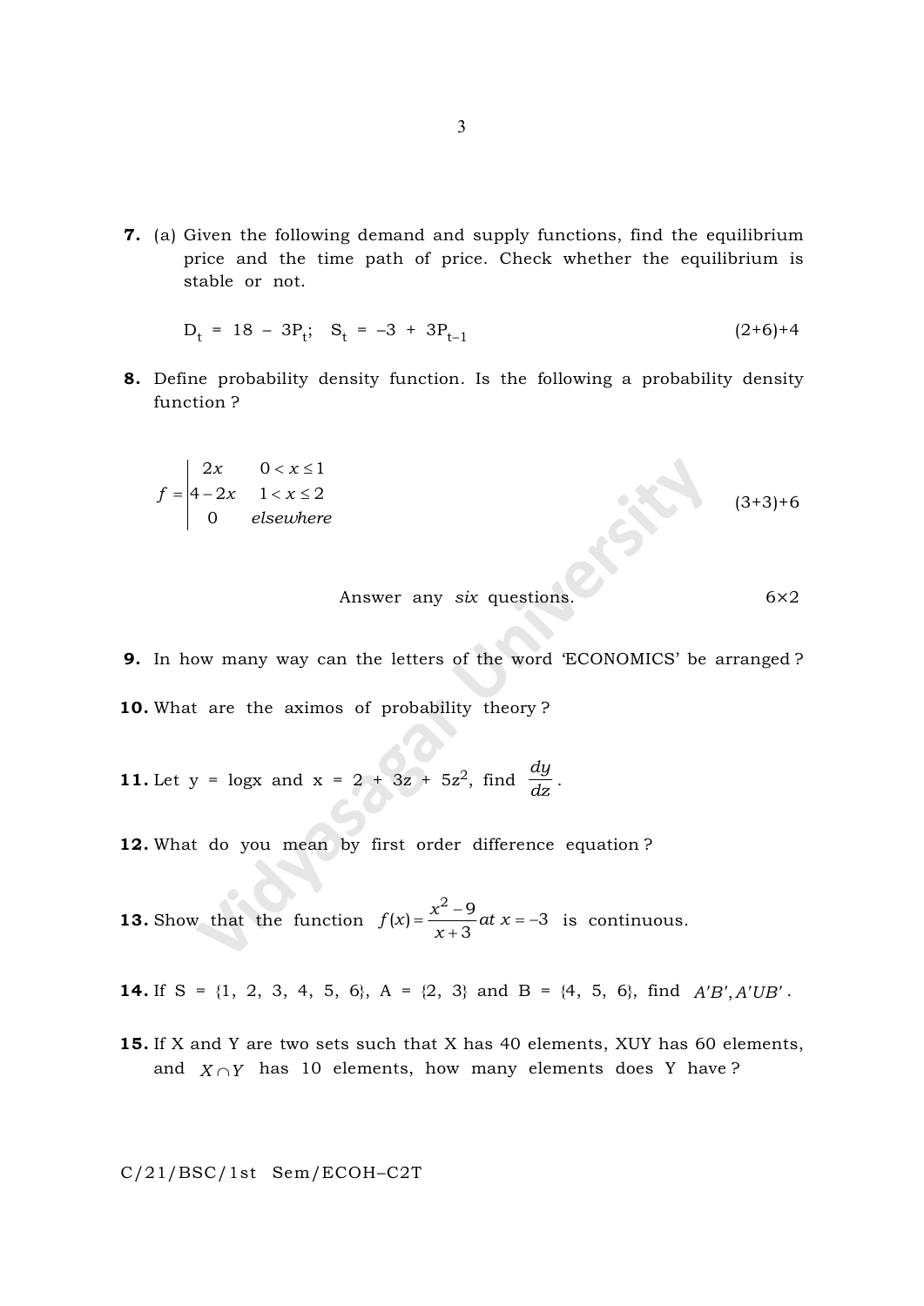**7.** (a) Given the following demand and supply functions, find the equilibrium price and the time path of price. Check whether the equilibrium is stable or not.

$D_t = 18 - 3P_t$; $S_t = -3 + 3P_{t-1}$ (2+6)+4

**8.** Define probability density function. Is the following a probability density function ?

$$f = \begin{vmatrix} 2x & 0 < x \le 1 \\ 4 - 2x & 1 < x \le 2 \\ 0 & elsewhere \end{vmatrix}$$

(3+3)+6

Answer any *six* questions. 6×2

**9.** In how many way can the letters of the word 'ECONOMICS' be arranged ?

**10.** What are the aximos of probability theory ?

**11.** Let y = logx and x = 2 + 3z + 5$z^2$, find $\frac{dy}{dz}$.

**12.** What do you mean by first order difference equation ?

**13.** Show that the function $f(x) = \frac{x^2 - 9}{x + 3} at\ x = -3$ is continuous.

**14.** If S = {1, 2, 3, 4, 5, 6}, A = {2, 3} and B = {4, 5, 6}, find $A'B', A'UB'$.

**15.** If X and Y are two sets such that X has 40 elements, XUY has 60 elements, and $X \cap Y$ has 10 elements, how many elements does Y have ?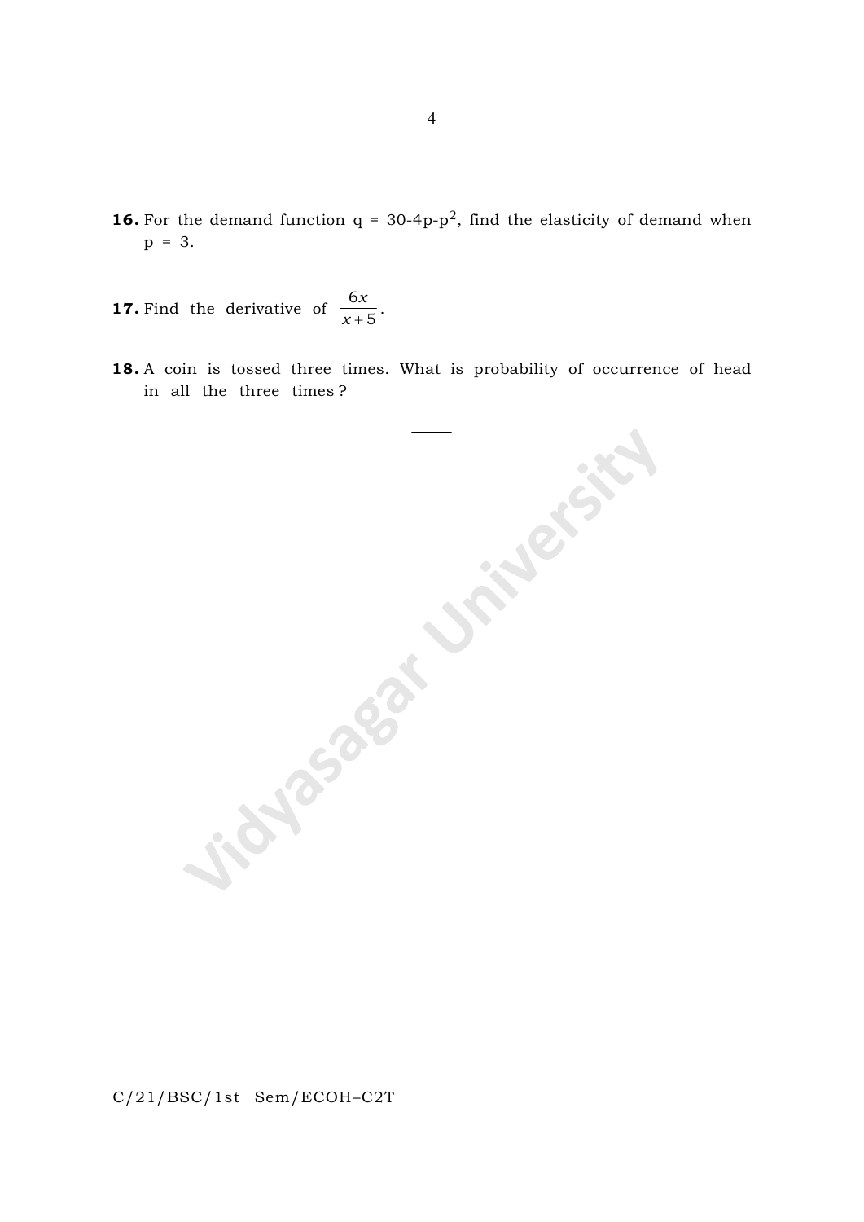**16.** For the demand function $q = 30-4p-p^2$, find the elasticity of demand when $p = 3$.

**17.** Find the derivative of $\frac{6x}{x+5}$.

**18.** A coin is tossed three times. What is probability of occurrence of head in all the three times ?

C/21/BSC/1st Sem/ECOH–C2T